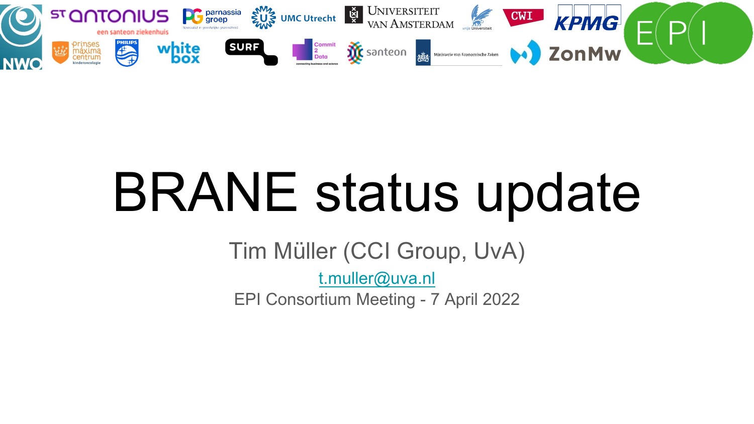# BRANE status update

Tim Müller (CCI Group, UvA)

t.muller@uva.nl

EPI Consortium Meeting - 7 April 2022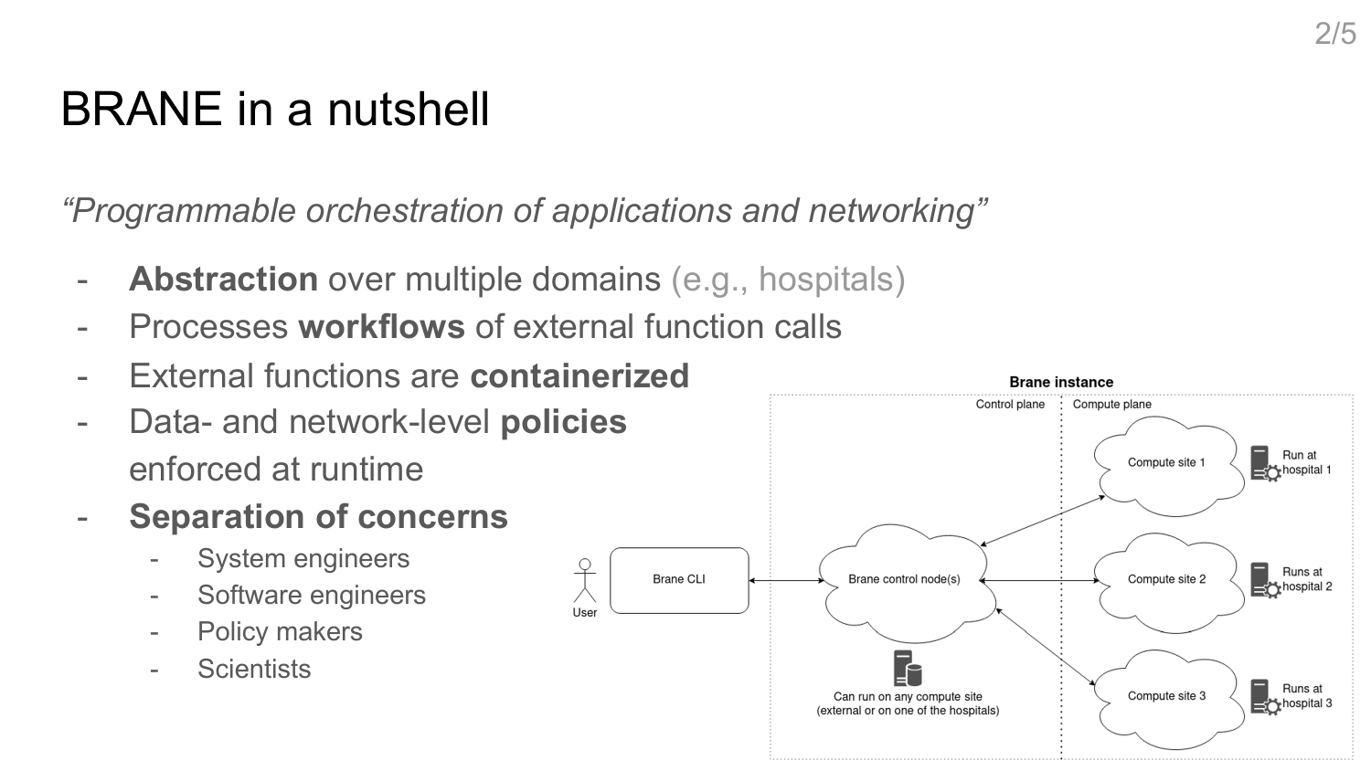# BRANE in a nutshell

*"Programmable orchestration of applications and networking"*

- **Abstraction** over multiple domains (e.g., hospitals)
- Processes **workflows** of external function calls
- External functions are **containerized**
- Data- and network-level **policies** enforced at runtime
- **Separation of concerns**
  - System engineers
  - Software engineers
  - Policy makers
  - Scientists

**Brane instance**

Control plane | Compute plane

User — Brane CLI — Brane control node(s)

Can run on any compute site (external or on one of the hospitals)

Compute site 1 — Run at hospital 1

Compute site 2 — Runs at hospital 2

Compute site 3 — Runs at hospital 3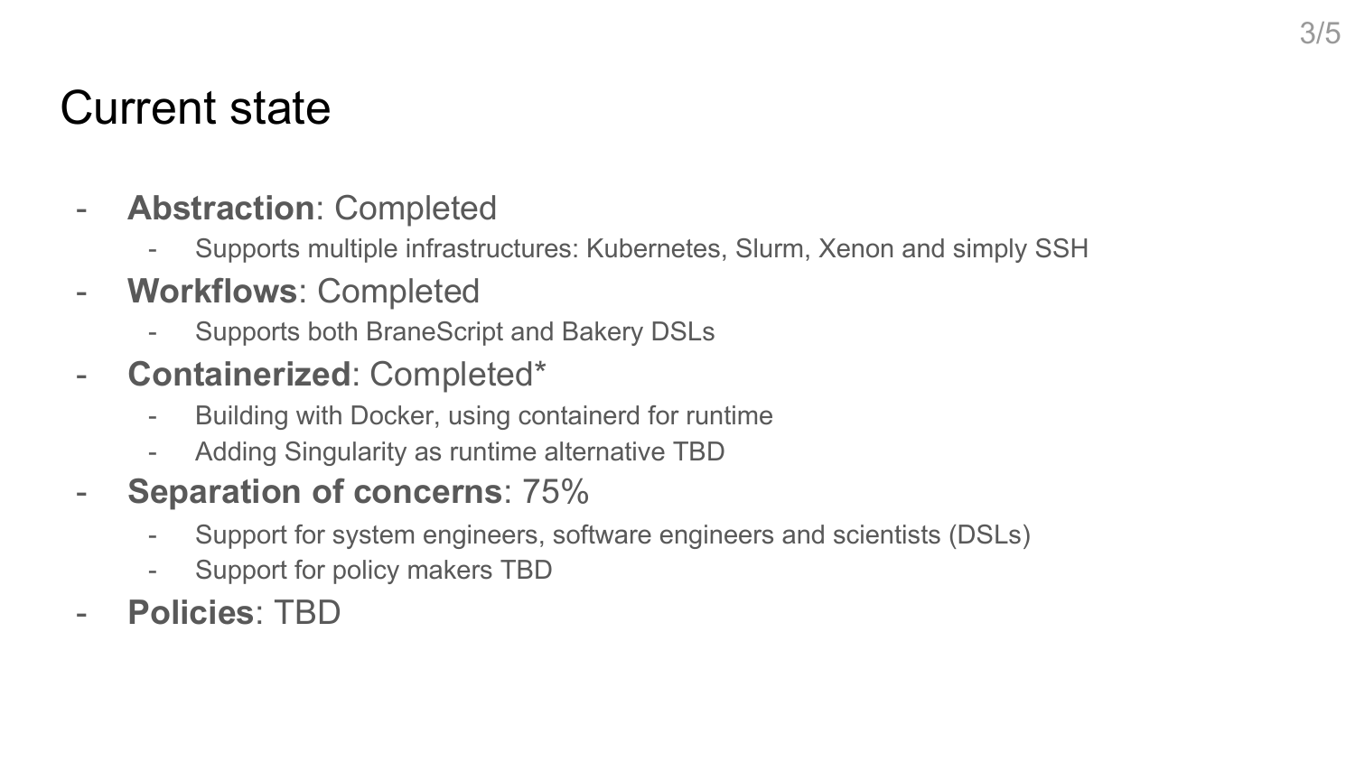# Current state

- **Abstraction**: Completed
  - Supports multiple infrastructures: Kubernetes, Slurm, Xenon and simply SSH
- **Workflows**: Completed
  - Supports both BraneScript and Bakery DSLs
- **Containerized**: Completed*
  - Building with Docker, using containerd for runtime
  - Adding Singularity as runtime alternative TBD
- **Separation of concerns**: 75%
  - Support for system engineers, software engineers and scientists (DSLs)
  - Support for policy makers TBD
- **Policies**: TBD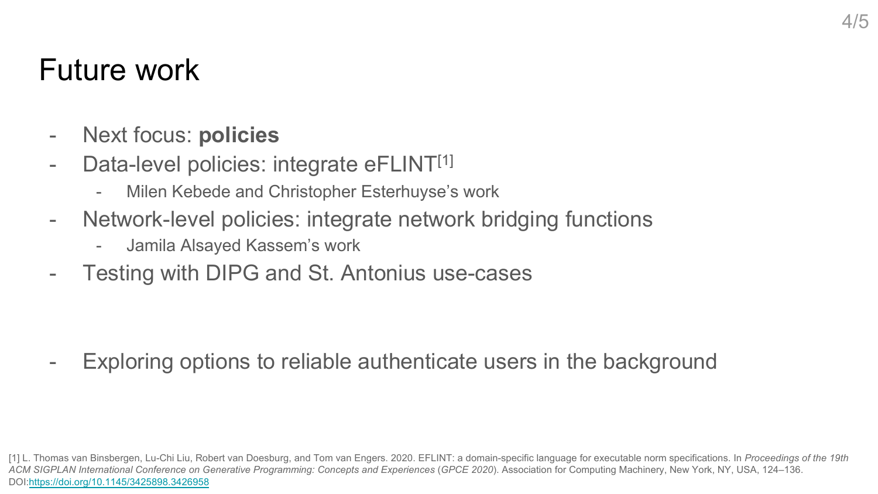# Future work

- Next focus: **policies**
- Data-level policies: integrate eFLINT[1]
  - Milen Kebede and Christopher Esterhuyse's work
- Network-level policies: integrate network bridging functions
  - Jamila Alsayed Kassem's work
- Testing with DIPG and St. Antonius use-cases

- Exploring options to reliable authenticate users in the background

[1] L. Thomas van Binsbergen, Lu-Chi Liu, Robert van Doesburg, and Tom van Engers. 2020. EFLINT: a domain-specific language for executable norm specifications. In *Proceedings of the 19th ACM SIGPLAN International Conference on Generative Programming: Concepts and Experiences* (*GPCE 2020*). Association for Computing Machinery, New York, NY, USA, 124–136. DOI:https://doi.org/10.1145/3425898.3426958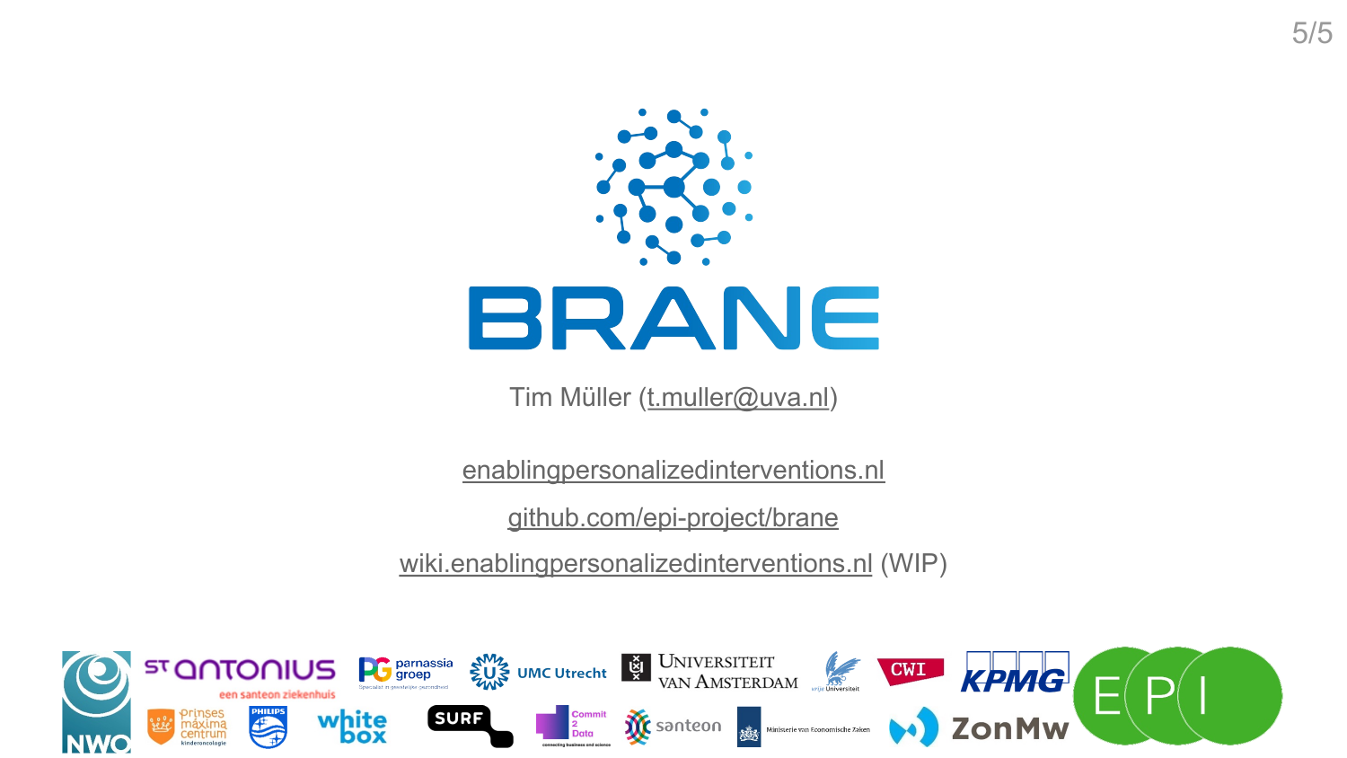# BRANE

Tim Müller (t.muller@uva.nl)

enablingpersonalizedinterventions.nl

github.com/epi-project/brane

wiki.enablingpersonalizedinterventions.nl (WIP)